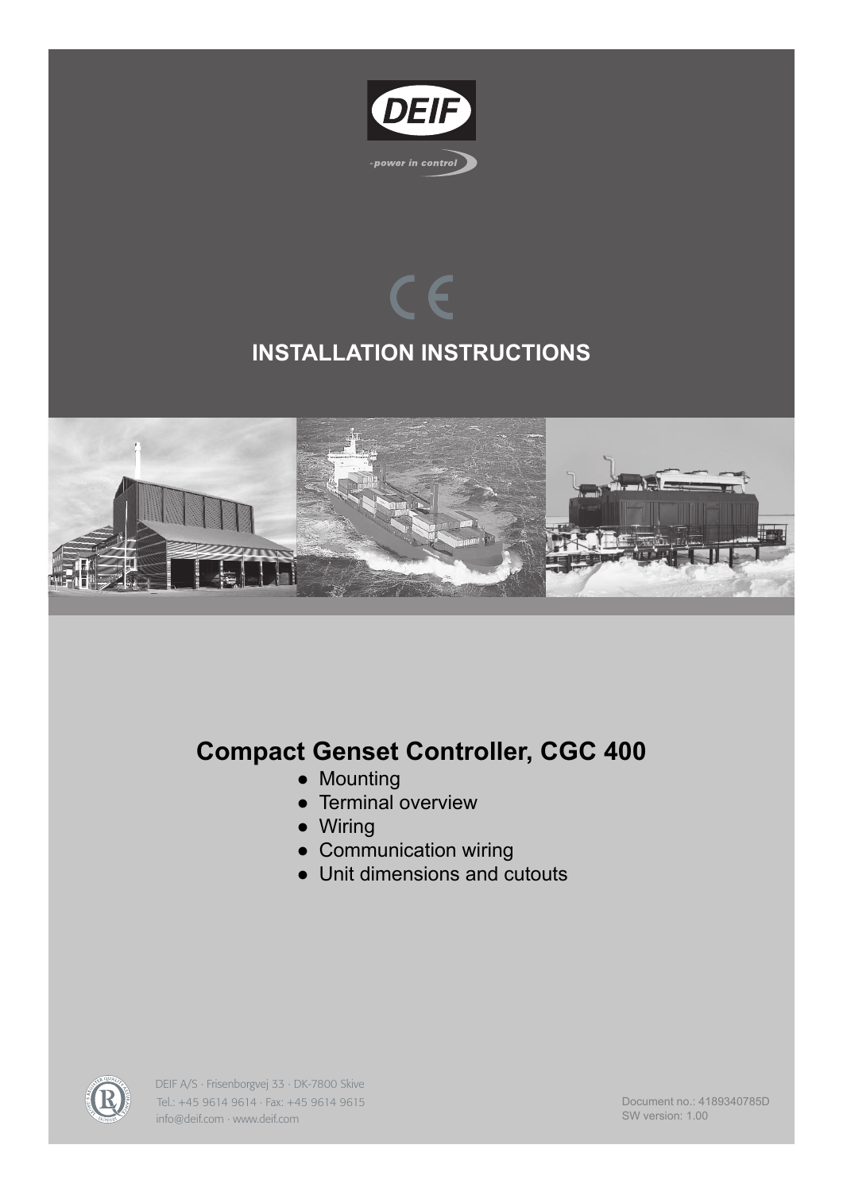DEIF

-power in control

CE

# INSTALLATION INSTRUCTIONS

## Compact Genset Controller, CGC 400

- Mounting
- Terminal overview
- Wiring
- Communication wiring
- Unit dimensions and cutouts

DEIF A/S · Frisenborgvej 33 · DK-7800 Skive
Tel.: +45 9614 9614 · Fax: +45 9614 9615
info@deif.com · www.deif.com

Document no.: 4189340785D
SW version: 1.00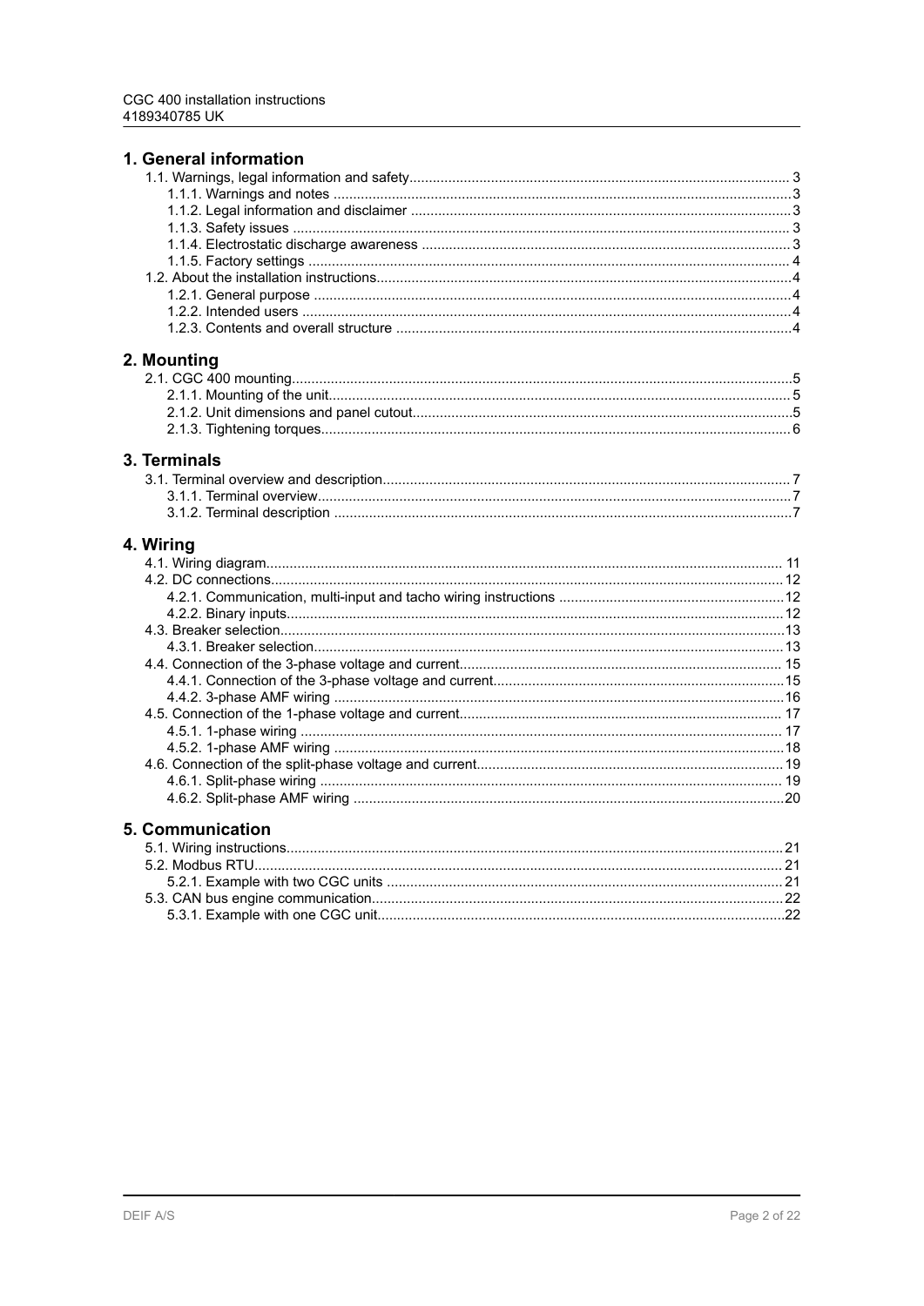# 1. General information

- 1.1. Warnings, legal information and safety ... 3
  - 1.1.1. Warnings and notes ... 3
  - 1.1.2. Legal information and disclaimer ... 3
  - 1.1.3. Safety issues ... 3
  - 1.1.4. Electrostatic discharge awareness ... 3
  - 1.1.5. Factory settings ... 4
- 1.2. About the installation instructions ... 4
  - 1.2.1. General purpose ... 4
  - 1.2.2. Intended users ... 4
  - 1.2.3. Contents and overall structure ... 4

# 2. Mounting

- 2.1. CGC 400 mounting ... 5
  - 2.1.1. Mounting of the unit ... 5
  - 2.1.2. Unit dimensions and panel cutout ... 5
  - 2.1.3. Tightening torques ... 6

# 3. Terminals

- 3.1. Terminal overview and description ... 7
  - 3.1.1. Terminal overview ... 7
  - 3.1.2. Terminal description ... 7

# 4. Wiring

- 4.1. Wiring diagram ... 11
- 4.2. DC connections ... 12
  - 4.2.1. Communication, multi-input and tacho wiring instructions ... 12
  - 4.2.2. Binary inputs ... 12
- 4.3. Breaker selection ... 13
  - 4.3.1. Breaker selection ... 13
- 4.4. Connection of the 3-phase voltage and current ... 15
  - 4.4.1. Connection of the 3-phase voltage and current ... 15
  - 4.4.2. 3-phase AMF wiring ... 16
- 4.5. Connection of the 1-phase voltage and current ... 17
  - 4.5.1. 1-phase wiring ... 17
  - 4.5.2. 1-phase AMF wiring ... 18
- 4.6. Connection of the split-phase voltage and current ... 19
  - 4.6.1. Split-phase wiring ... 19
  - 4.6.2. Split-phase AMF wiring ... 20

# 5. Communication

- 5.1. Wiring instructions ... 21
- 5.2. Modbus RTU ... 21
  - 5.2.1. Example with two CGC units ... 21
- 5.3. CAN bus engine communication ... 22
  - 5.3.1. Example with one CGC unit ... 22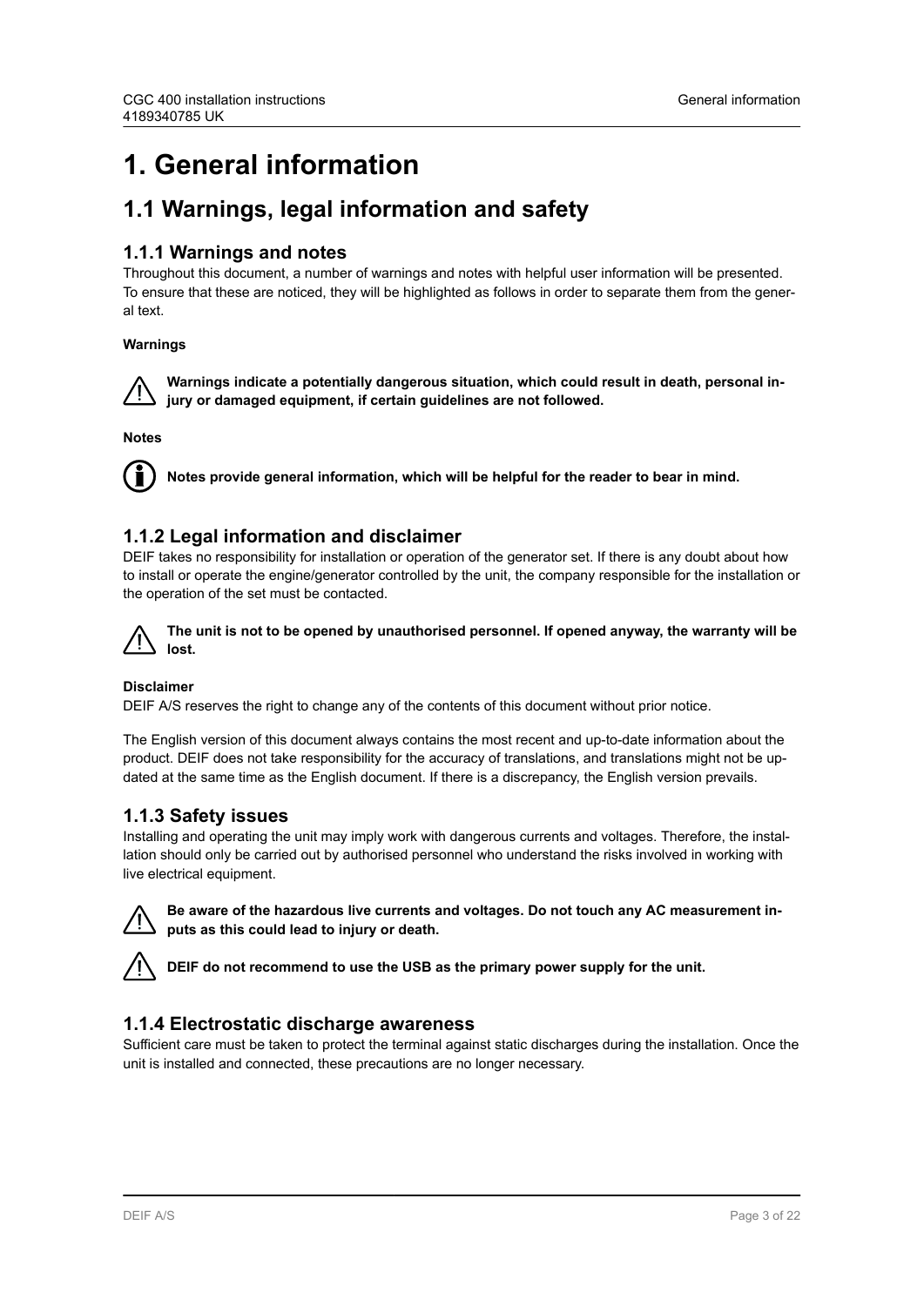# 1. General information

## 1.1 Warnings, legal information and safety

### 1.1.1 Warnings and notes

Throughout this document, a number of warnings and notes with helpful user information will be presented. To ensure that these are noticed, they will be highlighted as follows in order to separate them from the general text.

**Warnings**

**Warnings indicate a potentially dangerous situation, which could result in death, personal injury or damaged equipment, if certain guidelines are not followed.**

**Notes**

**Notes provide general information, which will be helpful for the reader to bear in mind.**

### 1.1.2 Legal information and disclaimer

DEIF takes no responsibility for installation or operation of the generator set. If there is any doubt about how to install or operate the engine/generator controlled by the unit, the company responsible for the installation or the operation of the set must be contacted.

**The unit is not to be opened by unauthorised personnel. If opened anyway, the warranty will be lost.**

**Disclaimer**

DEIF A/S reserves the right to change any of the contents of this document without prior notice.

The English version of this document always contains the most recent and up-to-date information about the product. DEIF does not take responsibility for the accuracy of translations, and translations might not be updated at the same time as the English document. If there is a discrepancy, the English version prevails.

### 1.1.3 Safety issues

Installing and operating the unit may imply work with dangerous currents and voltages. Therefore, the installation should only be carried out by authorised personnel who understand the risks involved in working with live electrical equipment.

**Be aware of the hazardous live currents and voltages. Do not touch any AC measurement inputs as this could lead to injury or death.**

**DEIF do not recommend to use the USB as the primary power supply for the unit.**

### 1.1.4 Electrostatic discharge awareness

Sufficient care must be taken to protect the terminal against static discharges during the installation. Once the unit is installed and connected, these precautions are no longer necessary.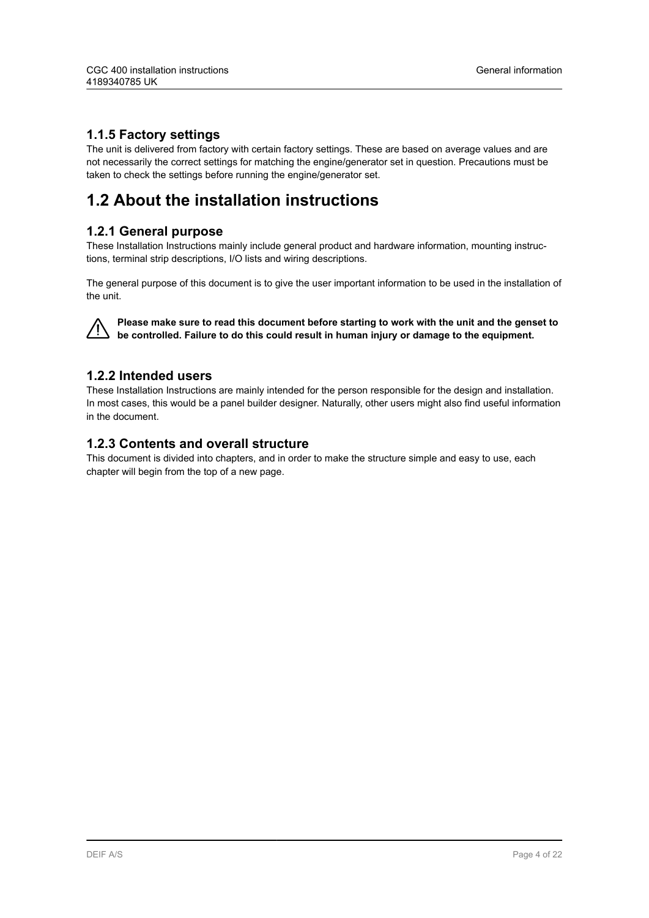### 1.1.5 Factory settings

The unit is delivered from factory with certain factory settings. These are based on average values and are not necessarily the correct settings for matching the engine/generator set in question. Precautions must be taken to check the settings before running the engine/generator set.

## 1.2 About the installation instructions

### 1.2.1 General purpose

These Installation Instructions mainly include general product and hardware information, mounting instructions, terminal strip descriptions, I/O lists and wiring descriptions.

The general purpose of this document is to give the user important information to be used in the installation of the unit.

⚠ **Please make sure to read this document before starting to work with the unit and the genset to be controlled. Failure to do this could result in human injury or damage to the equipment.**

### 1.2.2 Intended users

These Installation Instructions are mainly intended for the person responsible for the design and installation. In most cases, this would be a panel builder designer. Naturally, other users might also find useful information in the document.

### 1.2.3 Contents and overall structure

This document is divided into chapters, and in order to make the structure simple and easy to use, each chapter will begin from the top of a new page.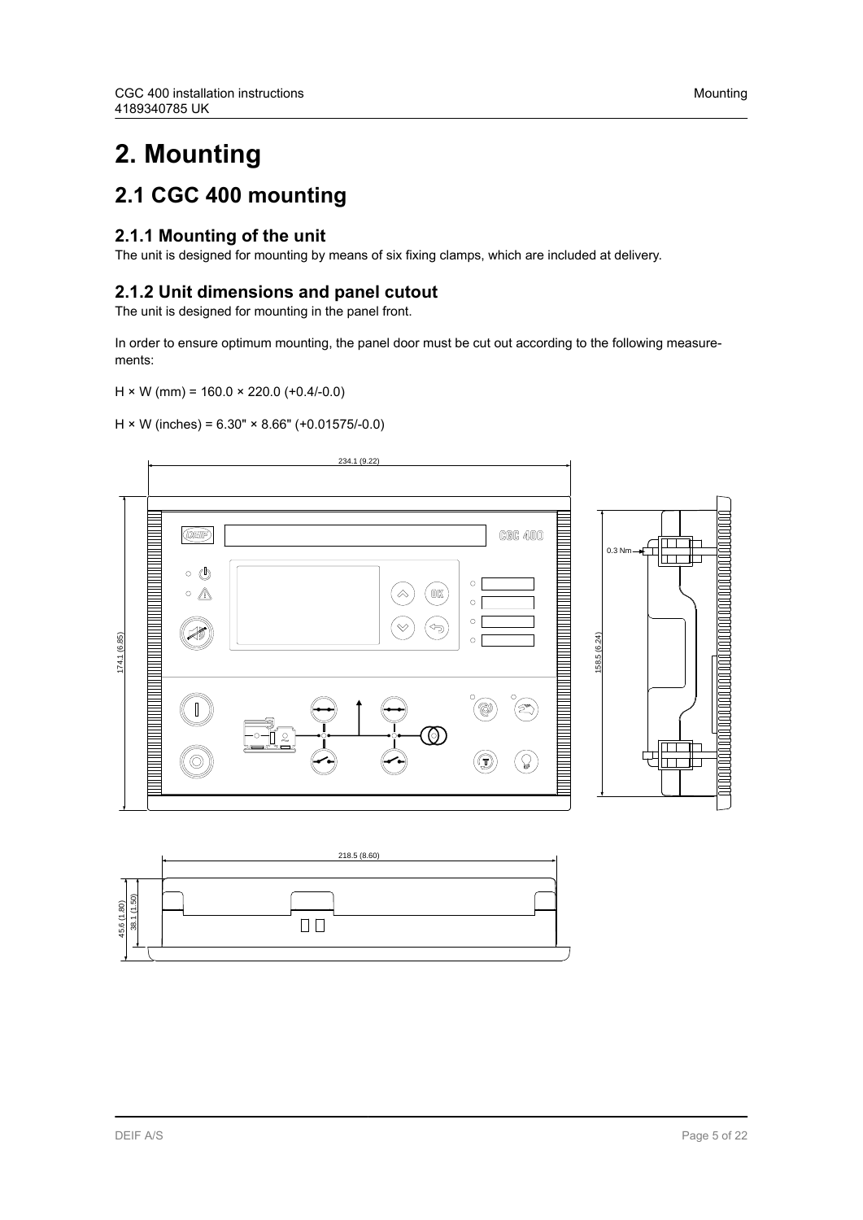# 2. Mounting

## 2.1 CGC 400 mounting

### 2.1.1 Mounting of the unit

The unit is designed for mounting by means of six fixing clamps, which are included at delivery.

### 2.1.2 Unit dimensions and panel cutout

The unit is designed for mounting in the panel front.

In order to ensure optimum mounting, the panel door must be cut out according to the following measurements:

H × W (mm) = 160.0 × 220.0 (+0.4/-0.0)

H × W (inches) = 6.30" × 8.66" (+0.01575/-0.0)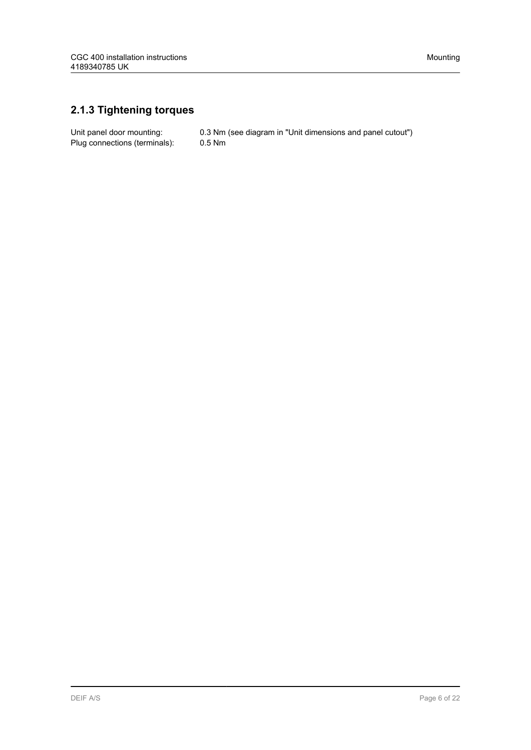### 2.1.3 Tightening torques

| | |
|---|---|
| Unit panel door mounting: | 0.3 Nm (see diagram in "Unit dimensions and panel cutout") |
| Plug connections (terminals): | 0.5 Nm |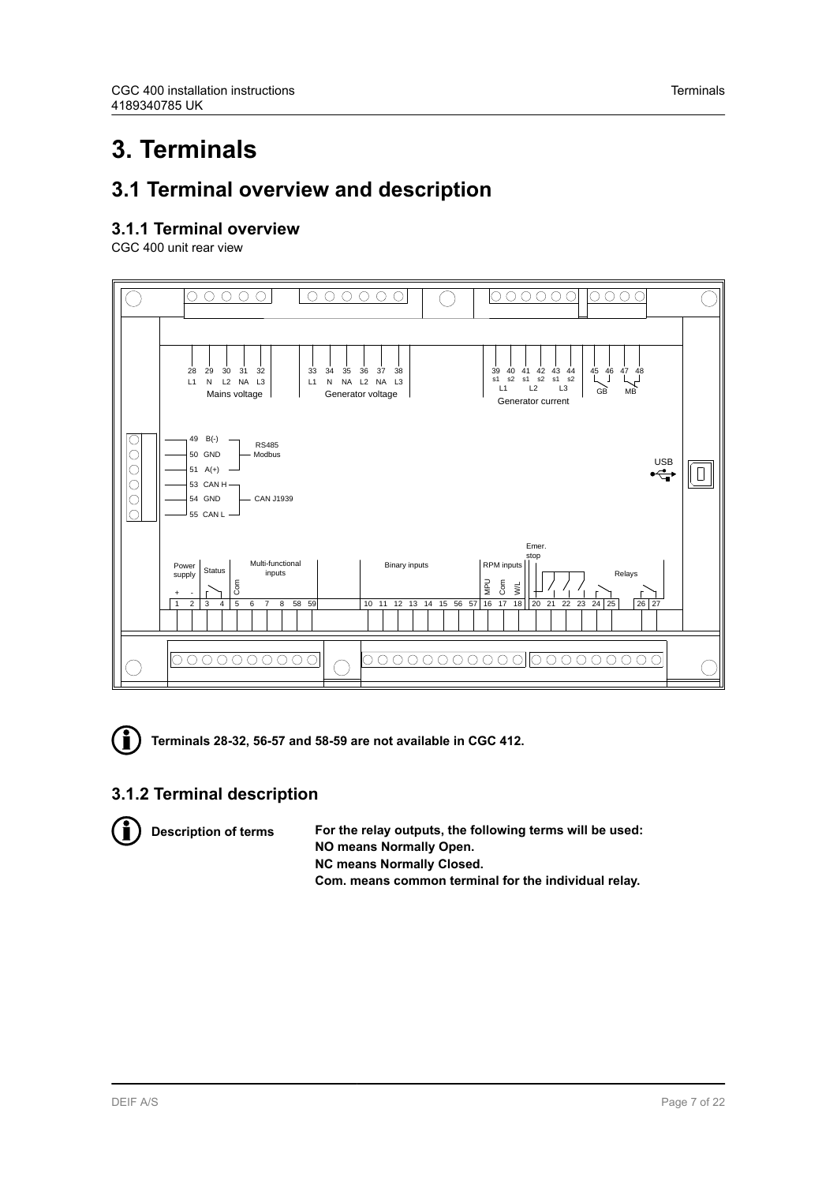# 3. Terminals

## 3.1 Terminal overview and description

### 3.1.1 Terminal overview

CGC 400 unit rear view

28 29 30 31 32
L1 N L2 NA L3
Mains voltage

33 34 35 36 37 38
L1 N NA L2 NA L3
Generator voltage

39 40 41 42 43 44
s1 s2 s1 s2 s1 s2
L1 L2 L3
Generator current

45 46 47 48
GB MB

49 B(-)
50 GND
51 A(+)
RS485 Modbus

53 CAN H
54 GND
55 CAN L
CAN J1939

USB

Power supply + - 1 2
Status 3 4
Multi-functional inputs Com 5 6 7 8 58 59
Binary inputs 10 11 12 13 14 15 56 57
RPM inputs MPU Com W/L 16 17 18
Emer. stop
Relays 20 21 22 23 24 25 26 27

**Terminals 28-32, 56-57 and 58-59 are not available in CGC 412.**

### 3.1.2 Terminal description

**Description of terms**

**For the relay outputs, the following terms will be used:**
**NO means Normally Open.**
**NC means Normally Closed.**
**Com. means common terminal for the individual relay.**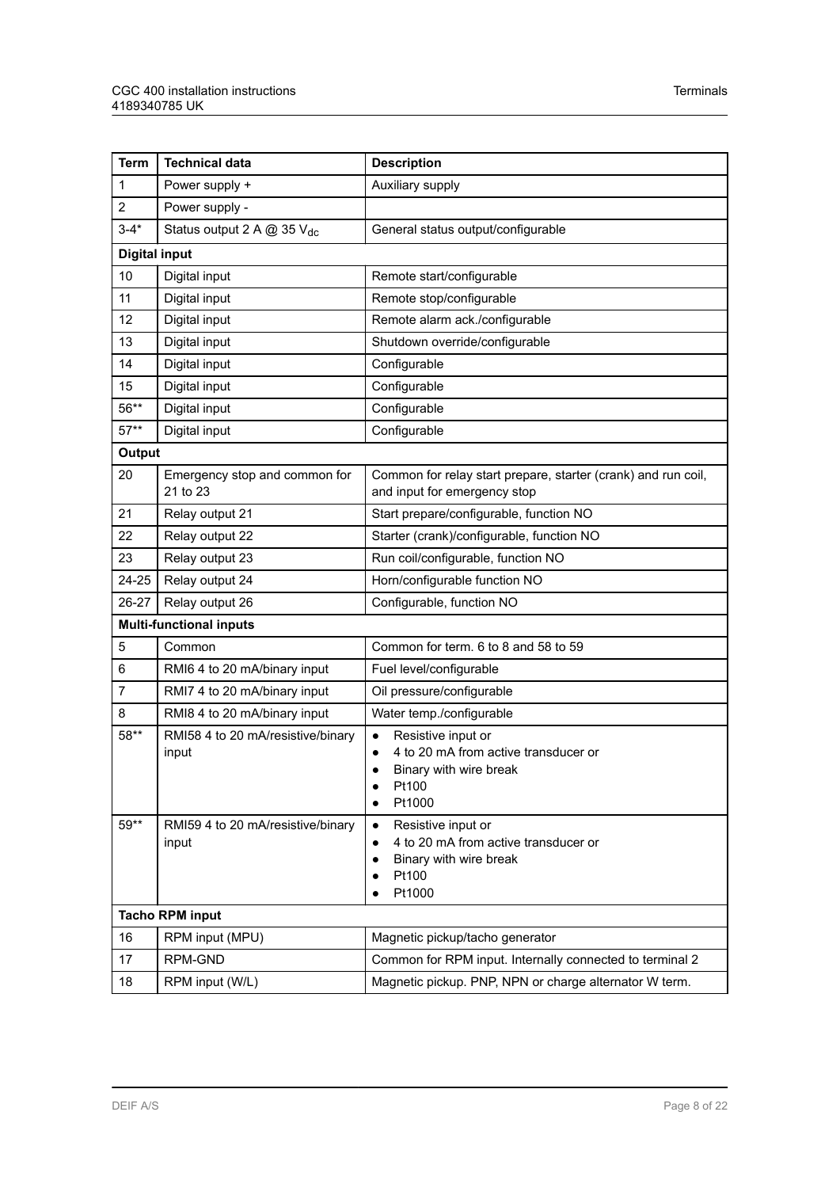| Term | Technical data | Description |
|---|---|---|
| 1 | Power supply + | Auxiliary supply |
| 2 | Power supply - | |
| 3-4* | Status output 2 A @ 35 $V_{dc}$ | General status output/configurable |
| **Digital input** | | |
| 10 | Digital input | Remote start/configurable |
| 11 | Digital input | Remote stop/configurable |
| 12 | Digital input | Remote alarm ack./configurable |
| 13 | Digital input | Shutdown override/configurable |
| 14 | Digital input | Configurable |
| 15 | Digital input | Configurable |
| 56** | Digital input | Configurable |
| 57** | Digital input | Configurable |
| **Output** | | |
| 20 | Emergency stop and common for 21 to 23 | Common for relay start prepare, starter (crank) and run coil, and input for emergency stop |
| 21 | Relay output 21 | Start prepare/configurable, function NO |
| 22 | Relay output 22 | Starter (crank)/configurable, function NO |
| 23 | Relay output 23 | Run coil/configurable, function NO |
| 24-25 | Relay output 24 | Horn/configurable function NO |
| 26-27 | Relay output 26 | Configurable, function NO |
| **Multi-functional inputs** | | |
| 5 | Common | Common for term. 6 to 8 and 58 to 59 |
| 6 | RMI6 4 to 20 mA/binary input | Fuel level/configurable |
| 7 | RMI7 4 to 20 mA/binary input | Oil pressure/configurable |
| 8 | RMI8 4 to 20 mA/binary input | Water temp./configurable |
| 58** | RMI58 4 to 20 mA/resistive/binary input | • Resistive input or<br>• 4 to 20 mA from active transducer or<br>• Binary with wire break<br>• Pt100<br>• Pt1000 |
| 59** | RMI59 4 to 20 mA/resistive/binary input | • Resistive input or<br>• 4 to 20 mA from active transducer or<br>• Binary with wire break<br>• Pt100<br>• Pt1000 |
| **Tacho RPM input** | | |
| 16 | RPM input (MPU) | Magnetic pickup/tacho generator |
| 17 | RPM-GND | Common for RPM input. Internally connected to terminal 2 |
| 18 | RPM input (W/L) | Magnetic pickup. PNP, NPN or charge alternator W term. |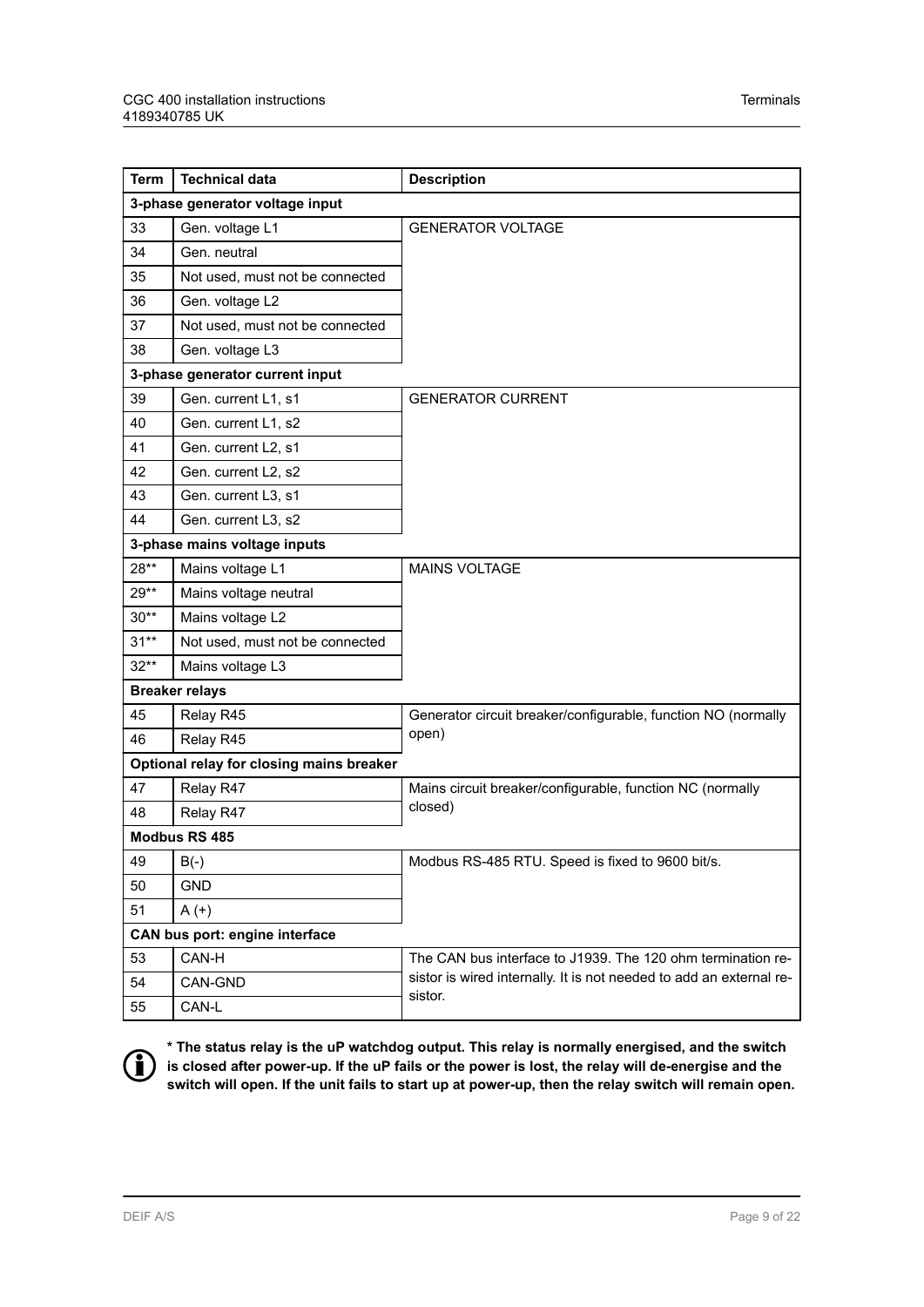| Term | Technical data | Description |
|---|---|---|
| **3-phase generator voltage input** | | |
| 33 | Gen. voltage L1 | GENERATOR VOLTAGE |
| 34 | Gen. neutral | |
| 35 | Not used, must not be connected | |
| 36 | Gen. voltage L2 | |
| 37 | Not used, must not be connected | |
| 38 | Gen. voltage L3 | |
| **3-phase generator current input** | | |
| 39 | Gen. current L1, s1 | GENERATOR CURRENT |
| 40 | Gen. current L1, s2 | |
| 41 | Gen. current L2, s1 | |
| 42 | Gen. current L2, s2 | |
| 43 | Gen. current L3, s1 | |
| 44 | Gen. current L3, s2 | |
| **3-phase mains voltage inputs** | | |
| 28** | Mains voltage L1 | MAINS VOLTAGE |
| 29** | Mains voltage neutral | |
| 30** | Mains voltage L2 | |
| 31** | Not used, must not be connected | |
| 32** | Mains voltage L3 | |
| **Breaker relays** | | |
| 45 | Relay R45 | Generator circuit breaker/configurable, function NO (normally open) |
| 46 | Relay R45 | |
| **Optional relay for closing mains breaker** | | |
| 47 | Relay R47 | Mains circuit breaker/configurable, function NC (normally closed) |
| 48 | Relay R47 | |
| **Modbus RS 485** | | |
| 49 | B(-) | Modbus RS-485 RTU. Speed is fixed to 9600 bit/s. |
| 50 | GND | |
| 51 | A (+) | |
| **CAN bus port: engine interface** | | |
| 53 | CAN-H | The CAN bus interface to J1939. The 120 ohm termination resistor is wired internally. It is not needed to add an external resistor. |
| 54 | CAN-GND | |
| 55 | CAN-L | |

**\* The status relay is the uP watchdog output. This relay is normally energised, and the switch is closed after power-up. If the uP fails or the power is lost, the relay will de-energise and the switch will open. If the unit fails to start up at power-up, then the relay switch will remain open.**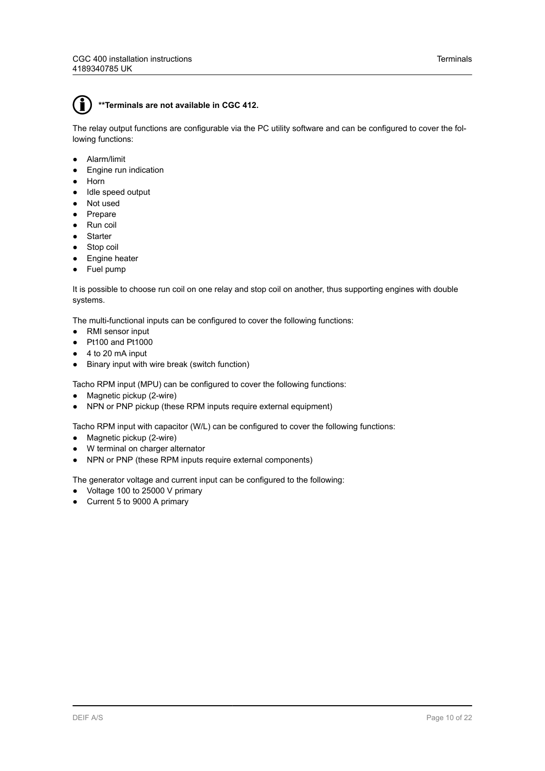**Terminals are not available in CGC 412.

The relay output functions are configurable via the PC utility software and can be configured to cover the following functions:

- Alarm/limit
- Engine run indication
- Horn
- Idle speed output
- Not used
- Prepare
- Run coil
- Starter
- Stop coil
- Engine heater
- Fuel pump

It is possible to choose run coil on one relay and stop coil on another, thus supporting engines with double systems.

The multi-functional inputs can be configured to cover the following functions:

- RMI sensor input
- Pt100 and Pt1000
- 4 to 20 mA input
- Binary input with wire break (switch function)

Tacho RPM input (MPU) can be configured to cover the following functions:

- Magnetic pickup (2-wire)
- NPN or PNP pickup (these RPM inputs require external equipment)

Tacho RPM input with capacitor (W/L) can be configured to cover the following functions:

- Magnetic pickup (2-wire)
- W terminal on charger alternator
- NPN or PNP (these RPM inputs require external components)

The generator voltage and current input can be configured to the following:

- Voltage 100 to 25000 V primary
- Current 5 to 9000 A primary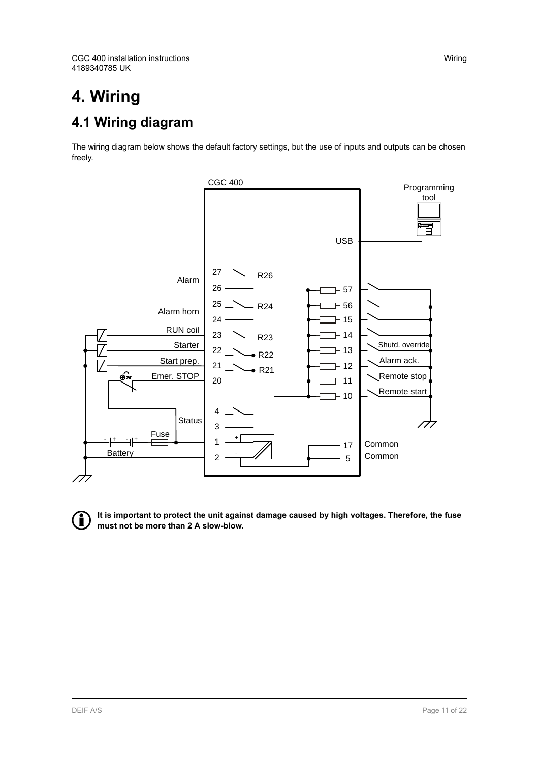# 4. Wiring

## 4.1 Wiring diagram

The wiring diagram below shows the default factory settings, but the use of inputs and outputs can be chosen freely.

**It is important to protect the unit against damage caused by high voltages. Therefore, the fuse must not be more than 2 A slow-blow.**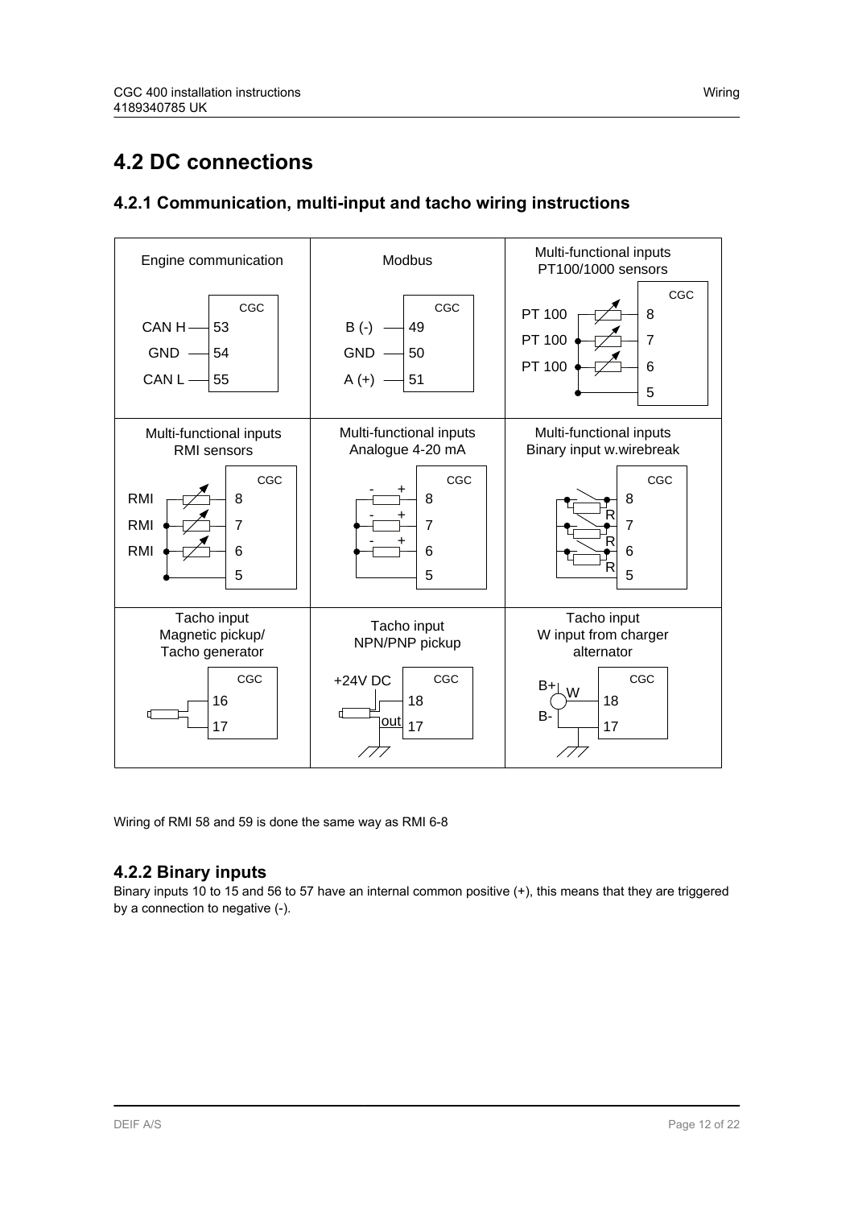# 4.2 DC connections

## 4.2.1 Communication, multi-input and tacho wiring instructions

| Engine communication | Modbus | Multi-functional inputs PT100/1000 sensors |
|---|---|---|
| CGC: CAN H — 53, GND — 54, CAN L — 55 | CGC: B (-) — 49, GND — 50, A (+) — 51 | CGC: PT 100 — 8, PT 100 — 7, PT 100 — 6, 5 |
| **Multi-functional inputs RMI sensors** | **Multi-functional inputs Analogue 4-20 mA** | **Multi-functional inputs Binary input w.wirebreak** |
| CGC: RMI — 8, RMI — 7, RMI — 6, 5 | CGC: - + 8, - + 7, - + 6, 5 | CGC: R 8, R 7, R 6, 5 |
| **Tacho input Magnetic pickup/ Tacho generator** | **Tacho input NPN/PNP pickup** | **Tacho input W input from charger alternator** |
| CGC: 16, 17 | +24V DC, CGC: 18, out 17 | B+, W, B-, CGC: 18, 17 |

Wiring of RMI 58 and 59 is done the same way as RMI 6-8

## 4.2.2 Binary inputs

Binary inputs 10 to 15 and 56 to 57 have an internal common positive (+), this means that they are triggered by a connection to negative (-).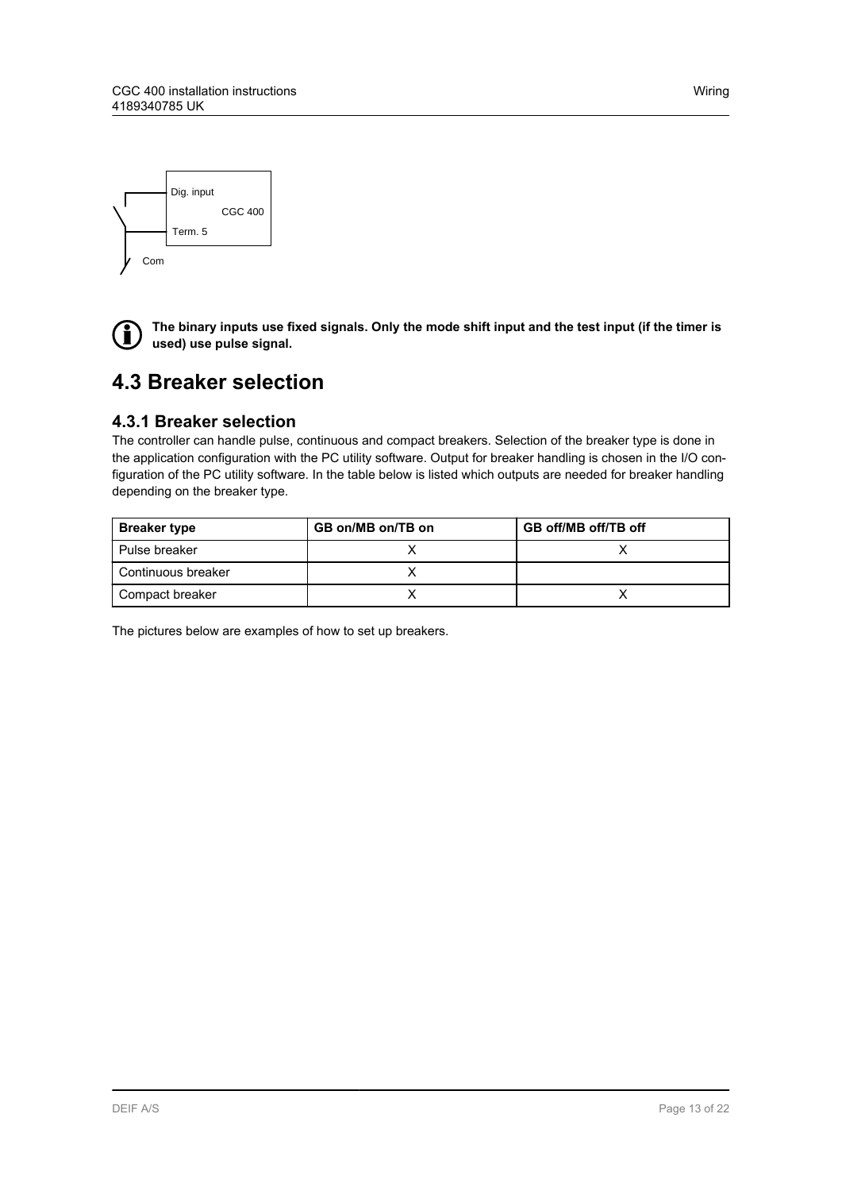Dig. input

CGC 400

Term. 5

Com

**The binary inputs use fixed signals. Only the mode shift input and the test input (if the timer is used) use pulse signal.**

## 4.3 Breaker selection

### 4.3.1 Breaker selection

The controller can handle pulse, continuous and compact breakers. Selection of the breaker type is done in the application configuration with the PC utility software. Output for breaker handling is chosen in the I/O configuration of the PC utility software. In the table below is listed which outputs are needed for breaker handling depending on the breaker type.

| Breaker type | GB on/MB on/TB on | GB off/MB off/TB off |
|---|---|---|
| Pulse breaker | X | X |
| Continuous breaker | X | |
| Compact breaker | X | X |

The pictures below are examples of how to set up breakers.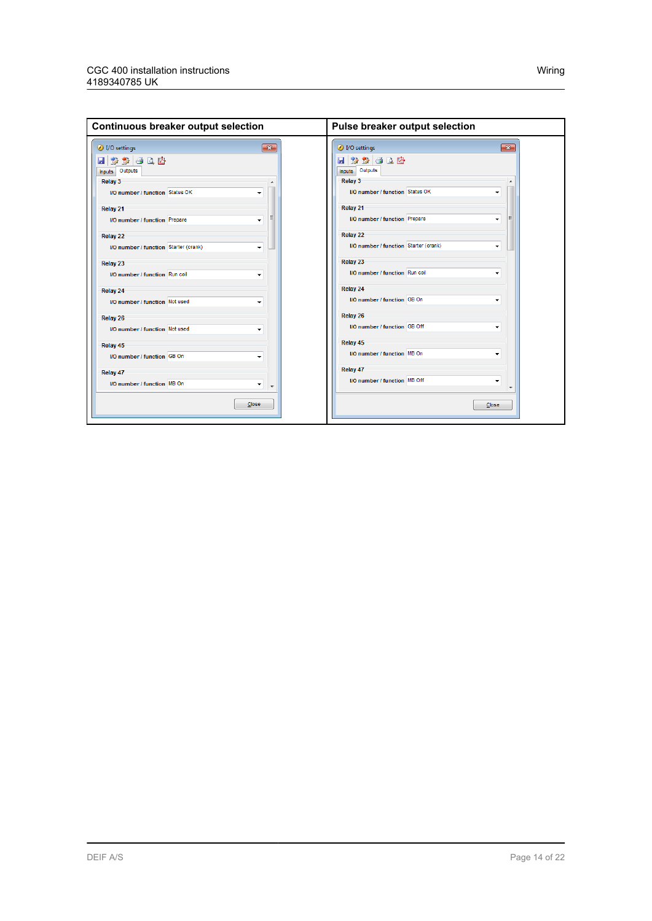| Continuous breaker output selection | Pulse breaker output selection |
|---|---|
| I/O settings<br>Inputs / Outputs<br>Relay 3 — I/O number / function: Status OK<br>Relay 21 — I/O number / function: Prepare<br>Relay 22 — I/O number / function: Starter (crank)<br>Relay 23 — I/O number / function: Run coil<br>Relay 24 — I/O number / function: Not used<br>Relay 26 — I/O number / function: Not used<br>Relay 45 — I/O number / function: GB On<br>Relay 47 — I/O number / function: MB On<br>Close | I/O settings<br>Inputs / Outputs<br>Relay 3 — I/O number / function: Status OK<br>Relay 21 — I/O number / function: Prepare<br>Relay 22 — I/O number / function: Starter (crank)<br>Relay 23 — I/O number / function: Run coil<br>Relay 24 — I/O number / function: GB On<br>Relay 26 — I/O number / function: GB Off<br>Relay 45 — I/O number / function: MB On<br>Relay 47 — I/O number / function: MB Off<br>Close |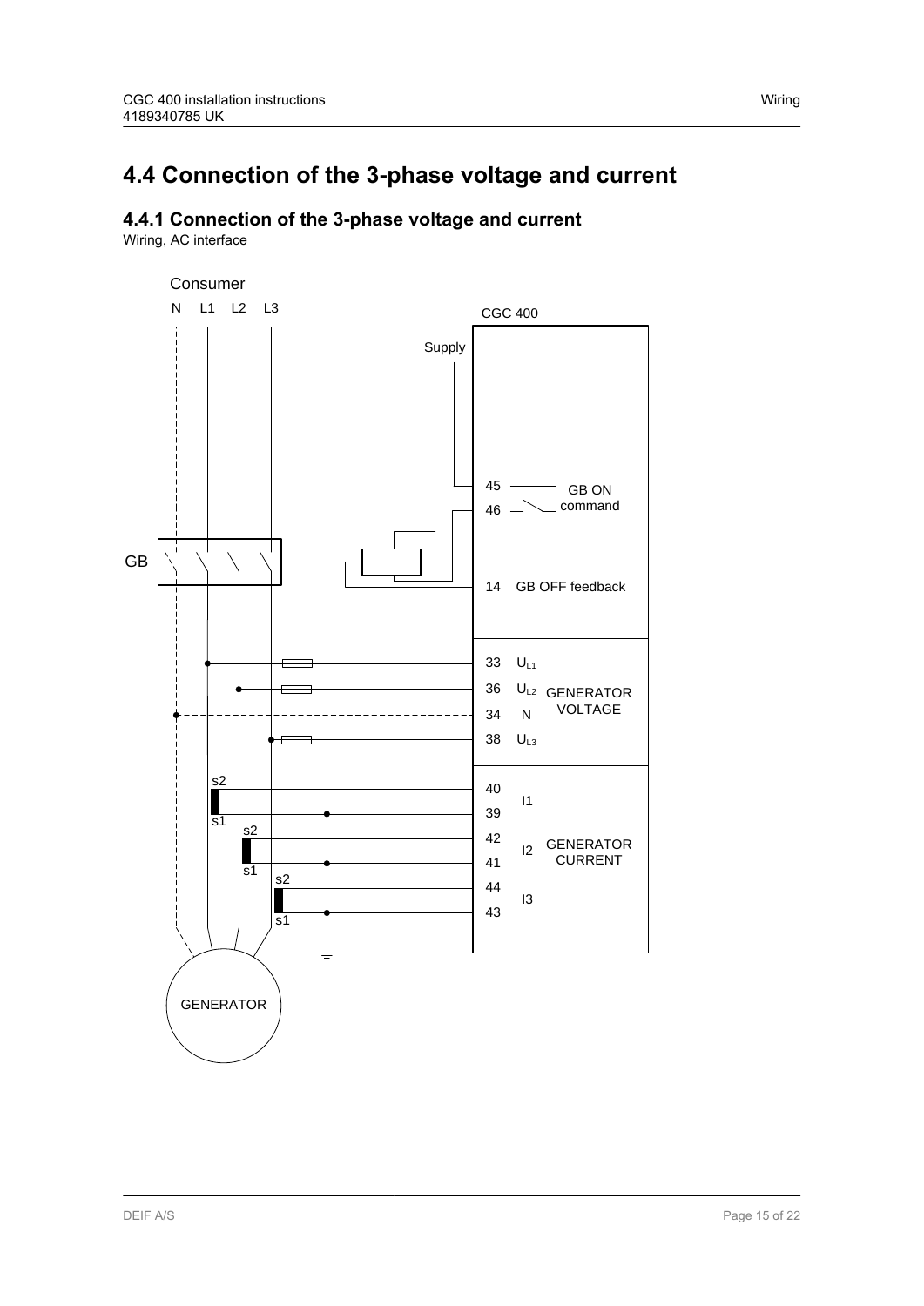# 4.4 Connection of the 3-phase voltage and current

## 4.4.1 Connection of the 3-phase voltage and current

Wiring, AC interface

Consumer

N L1 L2 L3

CGC 400

Supply

45
46 GB ON command

GB

14 GB OFF feedback

33 $U_{L1}$
36 $U_{L2}$ GENERATOR VOLTAGE
34 N
38 $U_{L3}$

s2
s1 s2
s1 s2
s1

40
39 I1
42
41 I2 GENERATOR CURRENT
44
43 I3

GENERATOR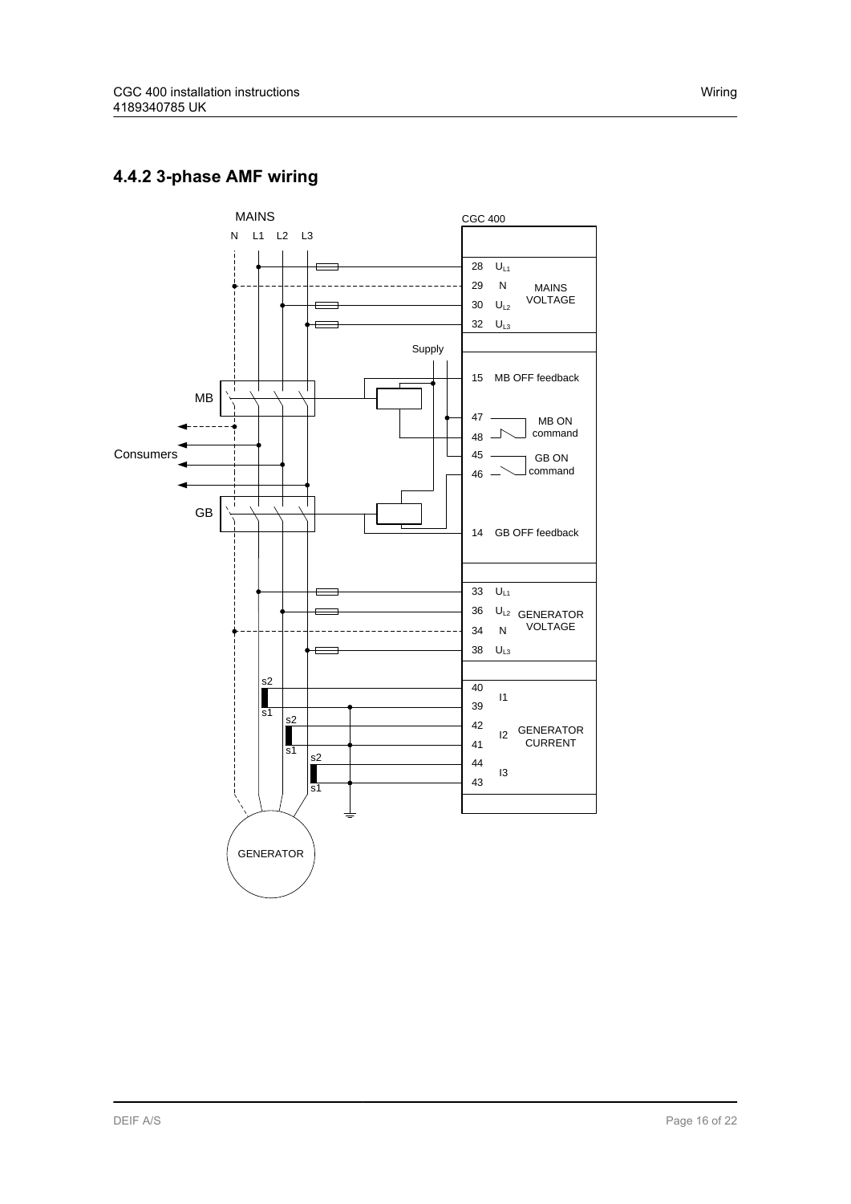### 4.4.2 3-phase AMF wiring

MAINS

N L1 L2 L3

CGC 400

28 $U_{L1}$

29 N

30 $U_{L2}$

32 $U_{L3}$

MAINS VOLTAGE

Supply

15 MB OFF feedback

MB

47

48

MB ON command

Consumers

45

46

GB ON command

GB

14 GB OFF feedback

33 $U_{L1}$

36 $U_{L2}$

34 N

38 $U_{L3}$

GENERATOR VOLTAGE

s2

s1

s2

s1

s2

s1

40

39

I1

42

41

I2

44

43

I3

GENERATOR CURRENT

GENERATOR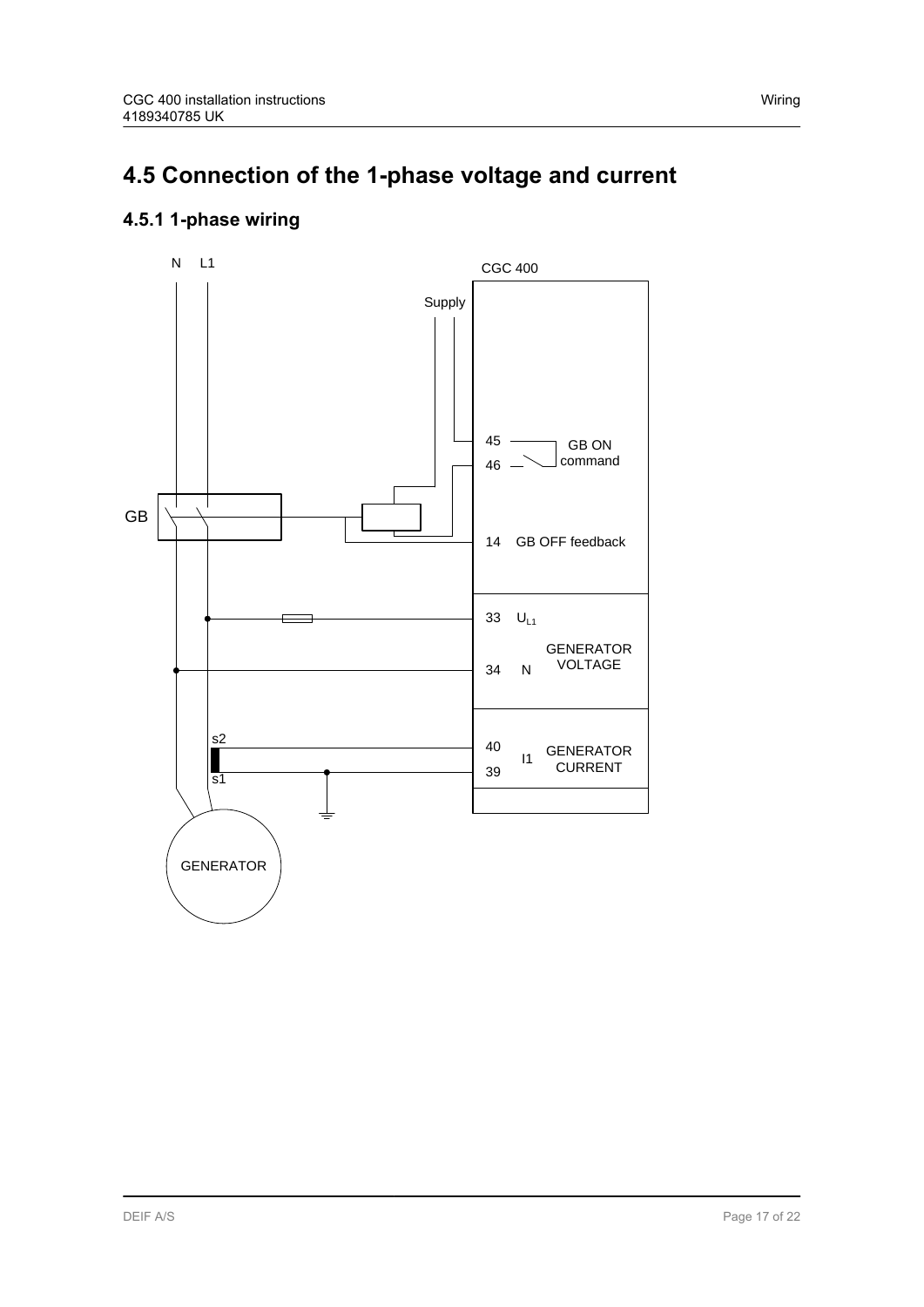# 4.5 Connection of the 1-phase voltage and current

## 4.5.1 1-phase wiring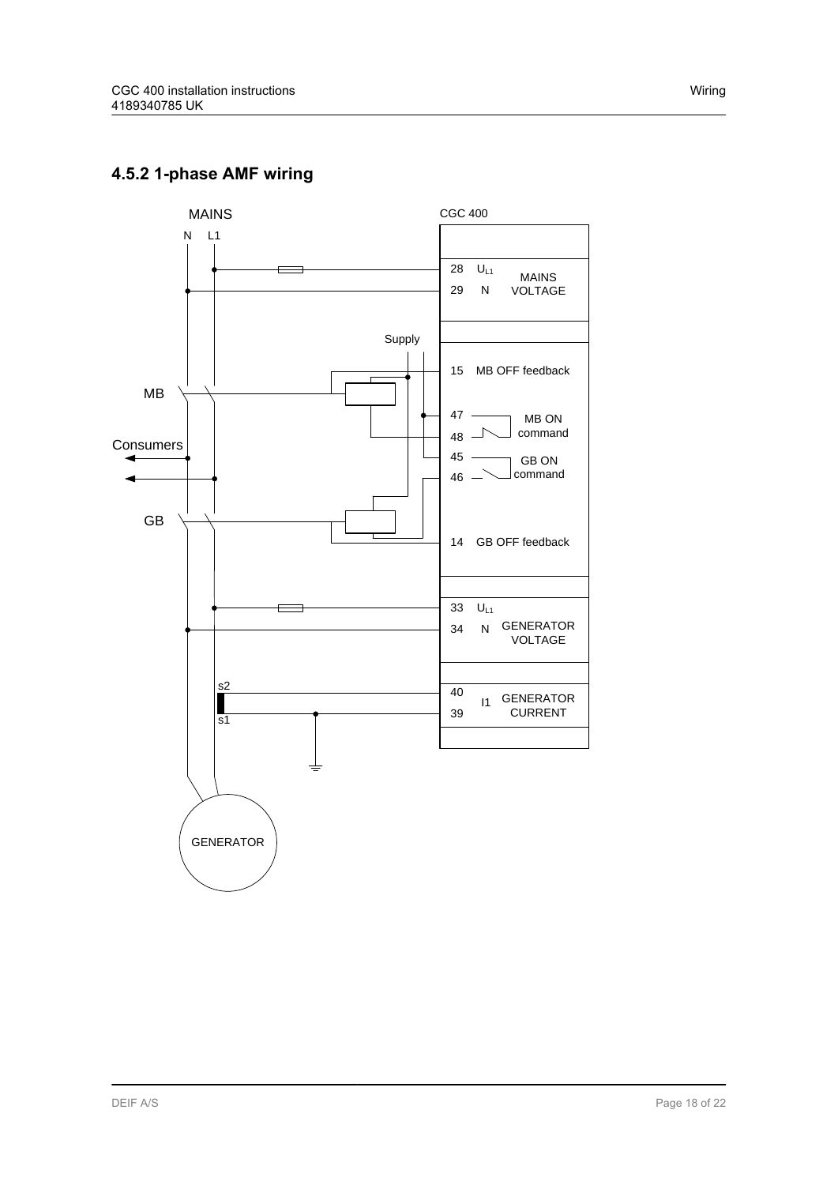## 4.5.2 1-phase AMF wiring

MAINS

N L1

CGC 400

28 $U_{L1}$ MAINS VOLTAGE

29 N

Supply

15 MB OFF feedback

MB

47 MB ON command

48

Consumers

45 GB ON command

46

GB

14 GB OFF feedback

33 $U_{L1}$ GENERATOR VOLTAGE

34 N

s2

40 I1 GENERATOR CURRENT

s1

39

GENERATOR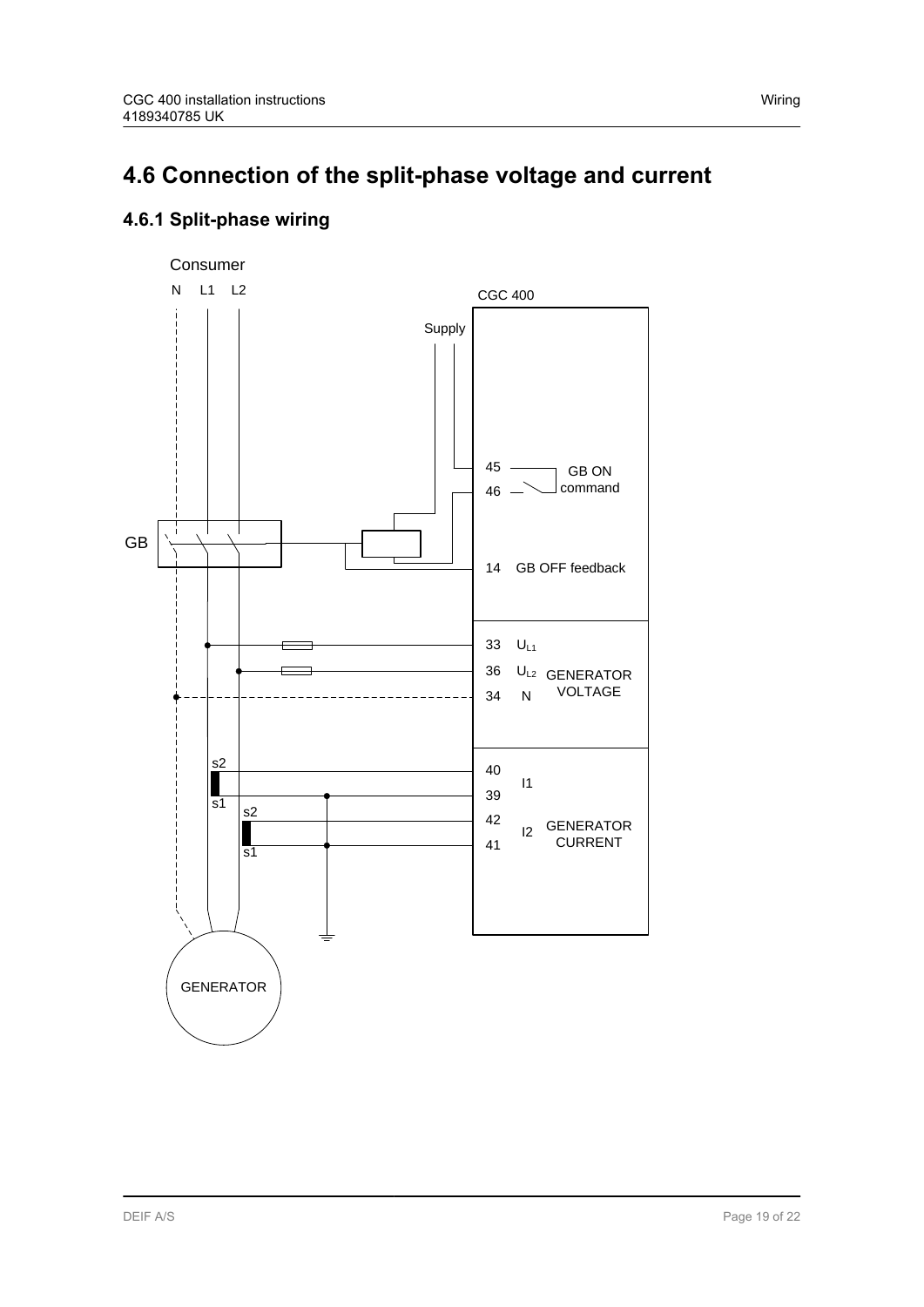# 4.6 Connection of the split-phase voltage and current

## 4.6.1 Split-phase wiring

Consumer

N L1 L2

CGC 400

Supply

45 GB ON command

46

GB

14 GB OFF feedback

33 $U_{L1}$

36 $U_{L2}$ GENERATOR VOLTAGE

34 N

s2

40 I1

39

s1

s2

42 I2 GENERATOR CURRENT

41

s1

GENERATOR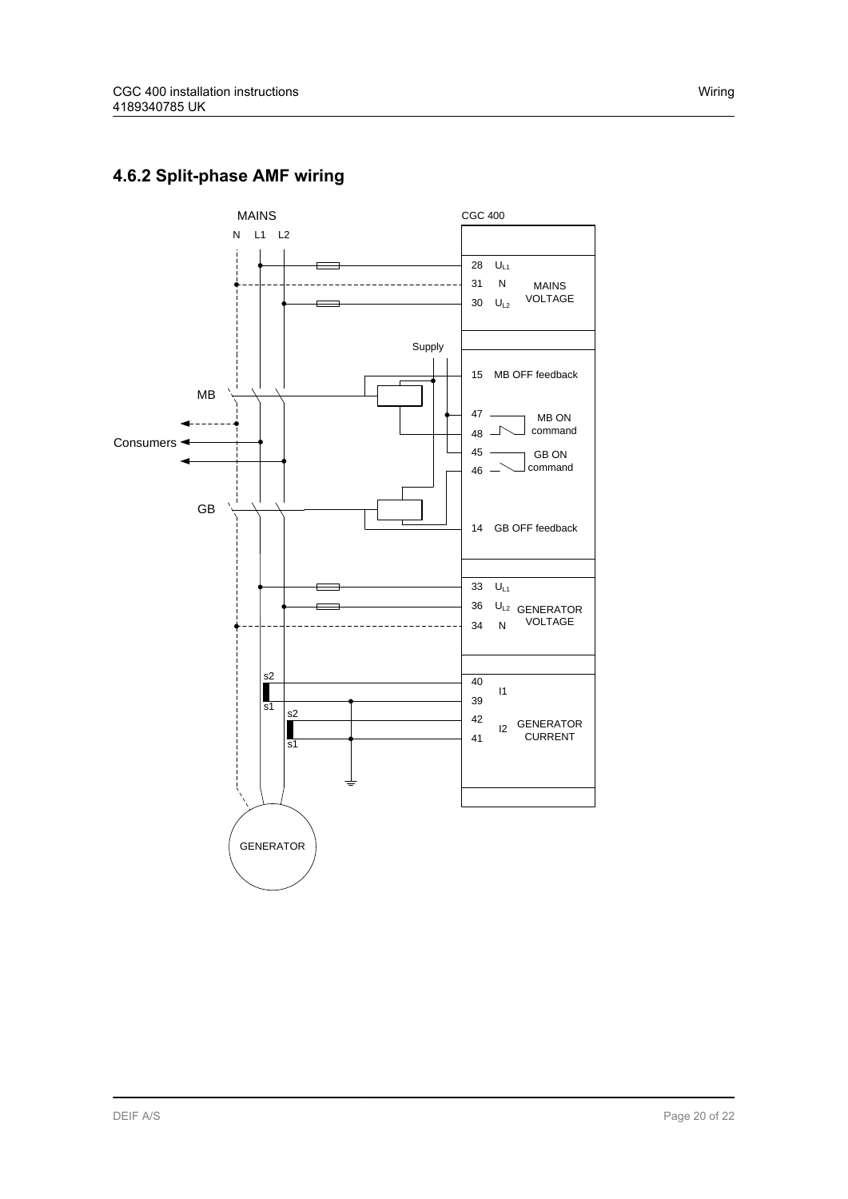### 4.6.2 Split-phase AMF wiring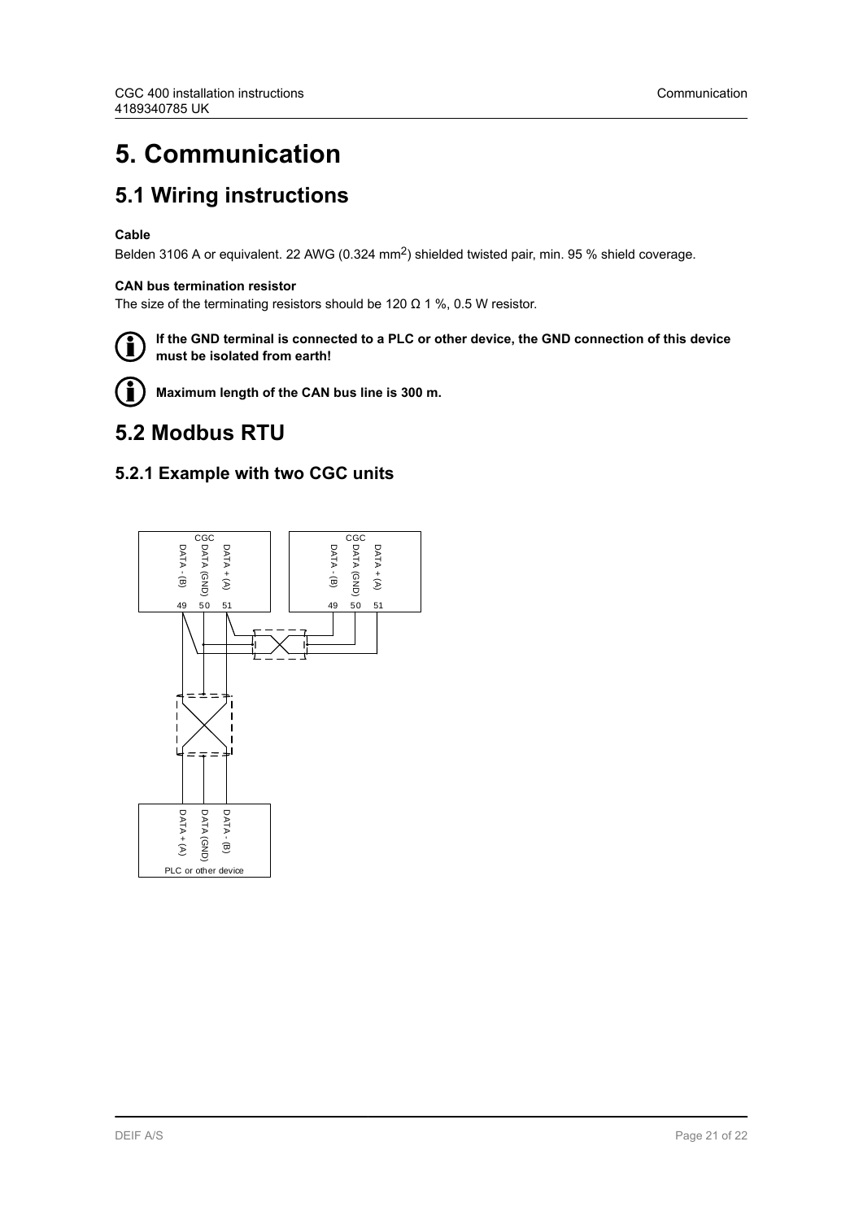# 5. Communication

## 5.1 Wiring instructions

**Cable**

Belden 3106 A or equivalent. 22 AWG (0.324 mm$^2$) shielded twisted pair, min. 95 % shield coverage.

**CAN bus termination resistor**

The size of the terminating resistors should be 120 Ω 1 %, 0.5 W resistor.

**If the GND terminal is connected to a PLC or other device, the GND connection of this device must be isolated from earth!**

**Maximum length of the CAN bus line is 300 m.**

## 5.2 Modbus RTU

### 5.2.1 Example with two CGC units

CGC: DATA - (B) 49, DATA (GND) 50, DATA + (A) 51

CGC: DATA - (B) 49, DATA (GND) 50, DATA + (A) 51

PLC or other device: DATA + (A), DATA (GND), DATA - (B)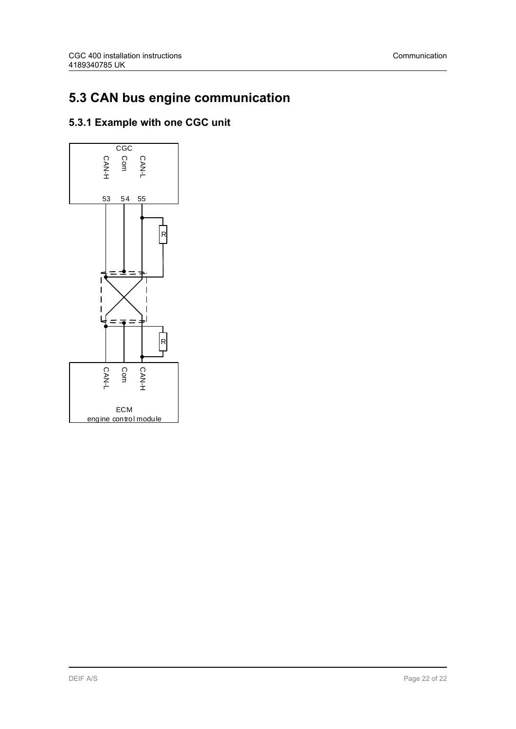# 5.3 CAN bus engine communication

## 5.3.1 Example with one CGC unit

CGC

CAN-H

Com

CAN-L

53 54 55

R

R

CAN-L

Com

CAN-H

ECM

engine control module